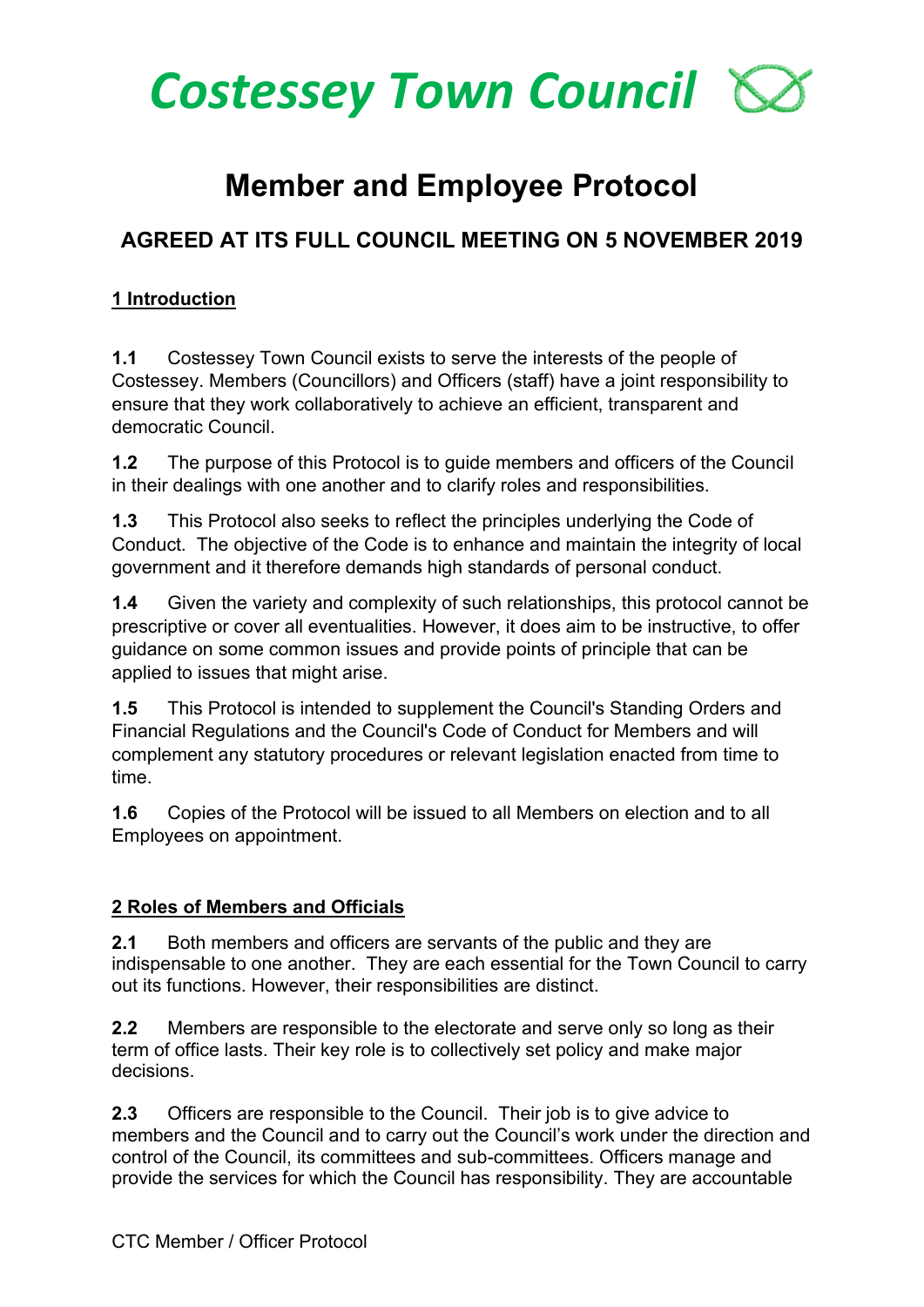# Costessey Town Council

## Member and Employee Protocol

### AGREED AT ITS FULL COUNCIL MEETING ON 5 NOVEMBER 2019

**1 Introduction**

**1.1** Costessey Town Council exists to serve the interests of the people of Costessey. Members (Councillors) and Officers (staff) have a joint responsibility to ensure that they work collaboratively to achieve an efficient, transparent and democratic Council.

**1.2** The purpose of this Protocol is to guide members and officers of the Council in their dealings with one another and to clarify roles and responsibilities.

**1.3** This Protocol also seeks to reflect the principles underlying the Code of Conduct. The objective of the Code is to enhance and maintain the integrity of local government and it therefore demands high standards of personal conduct.

**1.4** Given the variety and complexity of such relationships, this protocol cannot be prescriptive or cover all eventualities. However, it does aim to be instructive, to offer guidance on some common issues and provide points of principle that can be applied to issues that might arise.

**1.5** This Protocol is intended to supplement the Council's Standing Orders and Financial Regulations and the Council's Code of Conduct for Members and will complement any statutory procedures or relevant legislation enacted from time to time.

**1.6** Copies of the Protocol will be issued to all Members on election and to all Employees on appointment.

**2 Roles of Members and Officials**

**2.1** Both members and officers are servants of the public and they are indispensable to one another. They are each essential for the Town Council to carry out its functions. However, their responsibilities are distinct.

**2.2** Members are responsible to the electorate and serve only so long as their term of office lasts. Their key role is to collectively set policy and make major decisions.

**2.3** Officers are responsible to the Council. Their job is to give advice to members and the Council and to carry out the Council's work under the direction and control of the Council, its committees and sub-committees. Officers manage and provide the services for which the Council has responsibility. They are accountable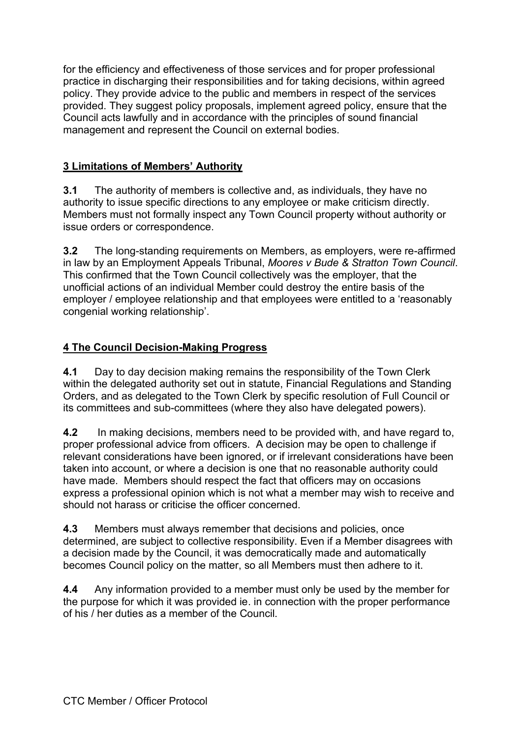for the efficiency and effectiveness of those services and for proper professional practice in discharging their responsibilities and for taking decisions, within agreed policy. They provide advice to the public and members in respect of the services provided. They suggest policy proposals, implement agreed policy, ensure that the Council acts lawfully and in accordance with the principles of sound financial management and represent the Council on external bodies.

## 3 Limitations of Members' Authority

**3.1** The authority of members is collective and, as individuals, they have no authority to issue specific directions to any employee or make criticism directly. Members must not formally inspect any Town Council property without authority or issue orders or correspondence.

**3.2** The long-standing requirements on Members, as employers, were re-affirmed in law by an Employment Appeals Tribunal, *Moores v Bude & Stratton Town Council*. This confirmed that the Town Council collectively was the employer, that the unofficial actions of an individual Member could destroy the entire basis of the employer / employee relationship and that employees were entitled to a 'reasonably congenial working relationship'.

## 4 The Council Decision-Making Progress

**4.1** Day to day decision making remains the responsibility of the Town Clerk within the delegated authority set out in statute, Financial Regulations and Standing Orders, and as delegated to the Town Clerk by specific resolution of Full Council or its committees and sub-committees (where they also have delegated powers).

**4.2** In making decisions, members need to be provided with, and have regard to, proper professional advice from officers. A decision may be open to challenge if relevant considerations have been ignored, or if irrelevant considerations have been taken into account, or where a decision is one that no reasonable authority could have made. Members should respect the fact that officers may on occasions express a professional opinion which is not what a member may wish to receive and should not harass or criticise the officer concerned.

**4.3** Members must always remember that decisions and policies, once determined, are subject to collective responsibility. Even if a Member disagrees with a decision made by the Council, it was democratically made and automatically becomes Council policy on the matter, so all Members must then adhere to it.

**4.4** Any information provided to a member must only be used by the member for the purpose for which it was provided ie. in connection with the proper performance of his / her duties as a member of the Council.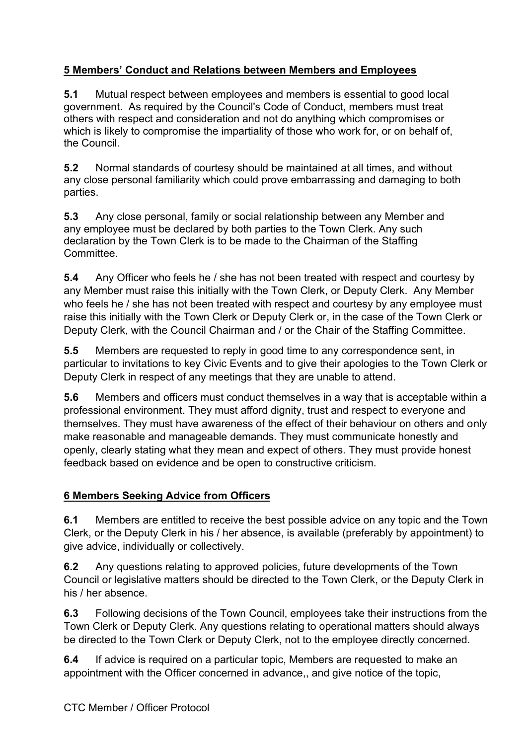## 5 Members' Conduct and Relations between Members and Employees

**5.1** Mutual respect between employees and members is essential to good local government. As required by the Council's Code of Conduct, members must treat others with respect and consideration and not do anything which compromises or which is likely to compromise the impartiality of those who work for, or on behalf of, the Council.

**5.2** Normal standards of courtesy should be maintained at all times, and without any close personal familiarity which could prove embarrassing and damaging to both parties.

**5.3** Any close personal, family or social relationship between any Member and any employee must be declared by both parties to the Town Clerk. Any such declaration by the Town Clerk is to be made to the Chairman of the Staffing Committee.

**5.4** Any Officer who feels he / she has not been treated with respect and courtesy by any Member must raise this initially with the Town Clerk, or Deputy Clerk. Any Member who feels he / she has not been treated with respect and courtesy by any employee must raise this initially with the Town Clerk or Deputy Clerk or, in the case of the Town Clerk or Deputy Clerk, with the Council Chairman and / or the Chair of the Staffing Committee.

**5.5** Members are requested to reply in good time to any correspondence sent, in particular to invitations to key Civic Events and to give their apologies to the Town Clerk or Deputy Clerk in respect of any meetings that they are unable to attend.

**5.6** Members and officers must conduct themselves in a way that is acceptable within a professional environment. They must afford dignity, trust and respect to everyone and themselves. They must have awareness of the effect of their behaviour on others and only make reasonable and manageable demands. They must communicate honestly and openly, clearly stating what they mean and expect of others. They must provide honest feedback based on evidence and be open to constructive criticism.

## 6 Members Seeking Advice from Officers

**6.1** Members are entitled to receive the best possible advice on any topic and the Town Clerk, or the Deputy Clerk in his / her absence, is available (preferably by appointment) to give advice, individually or collectively.

**6.2** Any questions relating to approved policies, future developments of the Town Council or legislative matters should be directed to the Town Clerk, or the Deputy Clerk in his / her absence.

**6.3** Following decisions of the Town Council, employees take their instructions from the Town Clerk or Deputy Clerk. Any questions relating to operational matters should always be directed to the Town Clerk or Deputy Clerk, not to the employee directly concerned.

**6.4** If advice is required on a particular topic, Members are requested to make an appointment with the Officer concerned in advance,, and give notice of the topic,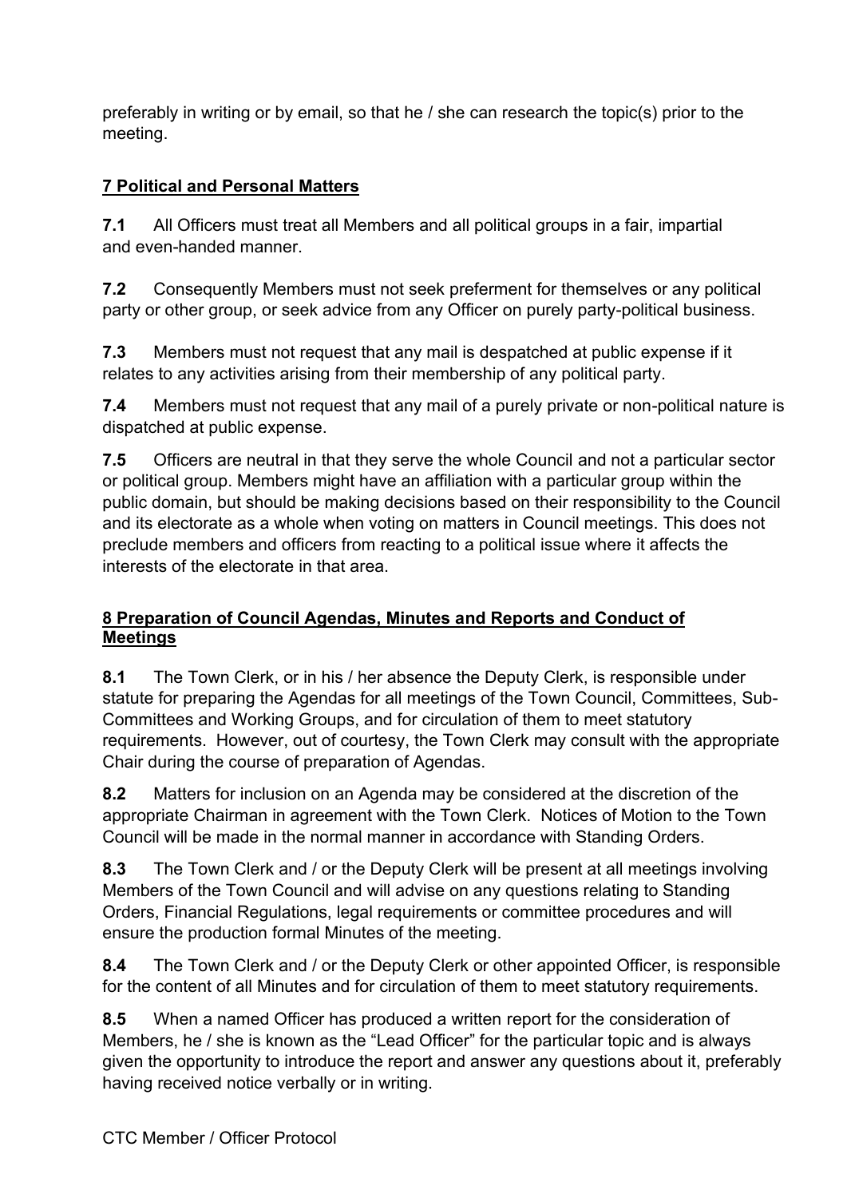preferably in writing or by email, so that he / she can research the topic(s) prior to the meeting.

## 7 Political and Personal Matters

**7.1** All Officers must treat all Members and all political groups in a fair, impartial and even-handed manner.

**7.2** Consequently Members must not seek preferment for themselves or any political party or other group, or seek advice from any Officer on purely party-political business.

**7.3** Members must not request that any mail is despatched at public expense if it relates to any activities arising from their membership of any political party.

**7.4** Members must not request that any mail of a purely private or non-political nature is dispatched at public expense.

**7.5** Officers are neutral in that they serve the whole Council and not a particular sector or political group. Members might have an affiliation with a particular group within the public domain, but should be making decisions based on their responsibility to the Council and its electorate as a whole when voting on matters in Council meetings. This does not preclude members and officers from reacting to a political issue where it affects the interests of the electorate in that area.

## 8 Preparation of Council Agendas, Minutes and Reports and Conduct of Meetings

**8.1** The Town Clerk, or in his / her absence the Deputy Clerk, is responsible under statute for preparing the Agendas for all meetings of the Town Council, Committees, Sub-Committees and Working Groups, and for circulation of them to meet statutory requirements. However, out of courtesy, the Town Clerk may consult with the appropriate Chair during the course of preparation of Agendas.

**8.2** Matters for inclusion on an Agenda may be considered at the discretion of the appropriate Chairman in agreement with the Town Clerk. Notices of Motion to the Town Council will be made in the normal manner in accordance with Standing Orders.

**8.3** The Town Clerk and / or the Deputy Clerk will be present at all meetings involving Members of the Town Council and will advise on any questions relating to Standing Orders, Financial Regulations, legal requirements or committee procedures and will ensure the production formal Minutes of the meeting.

**8.4** The Town Clerk and / or the Deputy Clerk or other appointed Officer, is responsible for the content of all Minutes and for circulation of them to meet statutory requirements.

**8.5** When a named Officer has produced a written report for the consideration of Members, he / she is known as the "Lead Officer" for the particular topic and is always given the opportunity to introduce the report and answer any questions about it, preferably having received notice verbally or in writing.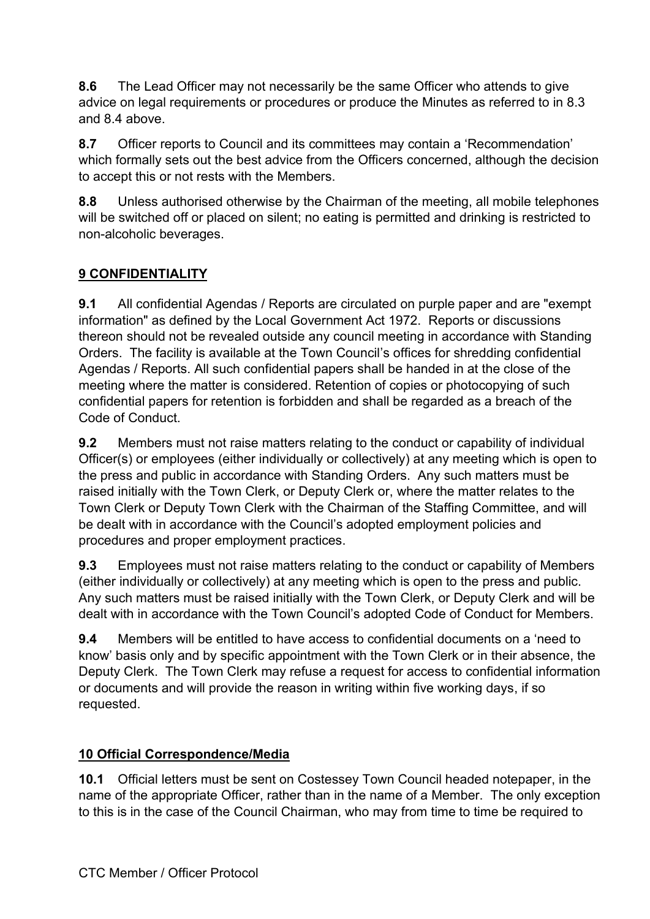**8.6** The Lead Officer may not necessarily be the same Officer who attends to give advice on legal requirements or procedures or produce the Minutes as referred to in 8.3 and 8.4 above.

**8.7** Officer reports to Council and its committees may contain a 'Recommendation' which formally sets out the best advice from the Officers concerned, although the decision to accept this or not rests with the Members.

**8.8** Unless authorised otherwise by the Chairman of the meeting, all mobile telephones will be switched off or placed on silent; no eating is permitted and drinking is restricted to non-alcoholic beverages.

## 9 CONFIDENTIALITY

**9.1** All confidential Agendas / Reports are circulated on purple paper and are "exempt information" as defined by the Local Government Act 1972. Reports or discussions thereon should not be revealed outside any council meeting in accordance with Standing Orders. The facility is available at the Town Council's offices for shredding confidential Agendas / Reports. All such confidential papers shall be handed in at the close of the meeting where the matter is considered. Retention of copies or photocopying of such confidential papers for retention is forbidden and shall be regarded as a breach of the Code of Conduct.

**9.2** Members must not raise matters relating to the conduct or capability of individual Officer(s) or employees (either individually or collectively) at any meeting which is open to the press and public in accordance with Standing Orders. Any such matters must be raised initially with the Town Clerk, or Deputy Clerk or, where the matter relates to the Town Clerk or Deputy Town Clerk with the Chairman of the Staffing Committee, and will be dealt with in accordance with the Council's adopted employment policies and procedures and proper employment practices.

**9.3** Employees must not raise matters relating to the conduct or capability of Members (either individually or collectively) at any meeting which is open to the press and public. Any such matters must be raised initially with the Town Clerk, or Deputy Clerk and will be dealt with in accordance with the Town Council's adopted Code of Conduct for Members.

**9.4** Members will be entitled to have access to confidential documents on a 'need to know' basis only and by specific appointment with the Town Clerk or in their absence, the Deputy Clerk. The Town Clerk may refuse a request for access to confidential information or documents and will provide the reason in writing within five working days, if so requested.

## 10 Official Correspondence/Media

**10.1** Official letters must be sent on Costessey Town Council headed notepaper, in the name of the appropriate Officer, rather than in the name of a Member. The only exception to this is in the case of the Council Chairman, who may from time to time be required to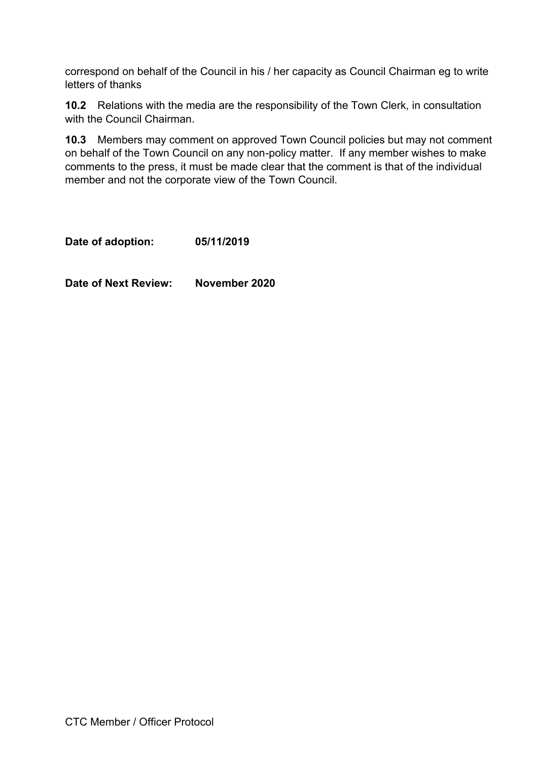correspond on behalf of the Council in his / her capacity as Council Chairman eg to write letters of thanks

**10.2** Relations with the media are the responsibility of the Town Clerk, in consultation with the Council Chairman.

**10.3** Members may comment on approved Town Council policies but may not comment on behalf of the Town Council on any non-policy matter. If any member wishes to make comments to the press, it must be made clear that the comment is that of the individual member and not the corporate view of the Town Council.

**Date of adoption:** **05/11/2019**

**Date of Next Review:** **November 2020**